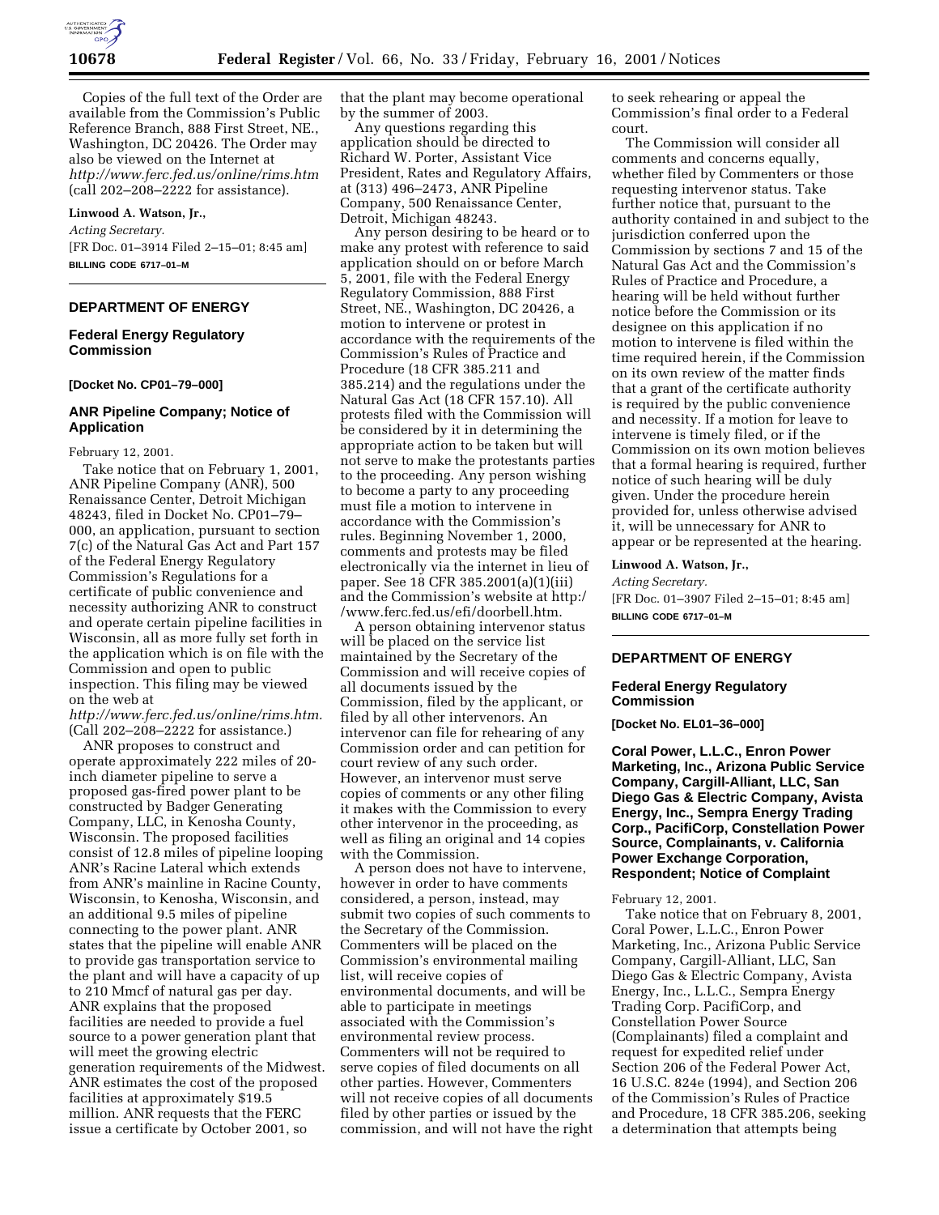Copies of the full text of the Order are available from the Commission's Public Reference Branch, 888 First Street, NE., Washington, DC 20426. The Order may also be viewed on the Internet at *http://www.ferc.fed.us/online/rims.htm* (call 202–208–2222 for assistance).

**Linwood A. Watson, Jr.,**

*Acting Secretary.*

[FR Doc. 01–3914 Filed 2–15–01; 8:45 am]

**BILLING CODE 6717–01–M**

---

## DEPARTMENT OF ENERGY

### Federal Energy Regulatory Commission

**[Docket No. CP01–79–000]**

### ANR Pipeline Company; Notice of Application

February 12, 2001.

Take notice that on February 1, 2001, ANR Pipeline Company (ANR), 500 Renaissance Center, Detroit Michigan 48243, filed in Docket No. CP01–79–000, an application, pursuant to section 7(c) of the Natural Gas Act and Part 157 of the Federal Energy Regulatory Commission's Regulations for a certificate of public convenience and necessity authorizing ANR to construct and operate certain pipeline facilities in Wisconsin, all as more fully set forth in the application which is on file with the Commission and open to public inspection. This filing may be viewed on the web at *http://www.ferc.fed.us/online/rims.htm.* (Call 202–208–2222 for assistance.)

ANR proposes to construct and operate approximately 222 miles of 20-inch diameter pipeline to serve a proposed gas-fired power plant to be constructed by Badger Generating Company, LLC, in Kenosha County, Wisconsin. The proposed facilities consist of 12.8 miles of pipeline looping ANR's Racine Lateral which extends from ANR's mainline in Racine County, Wisconsin, to Kenosha, Wisconsin, and an additional 9.5 miles of pipeline connecting to the power plant. ANR states that the pipeline will enable ANR to provide gas transportation service to the plant and will have a capacity of up to 210 Mmcf of natural gas per day. ANR explains that the proposed facilities are needed to provide a fuel source to a power generation plant that will meet the growing electric generation requirements of the Midwest. ANR estimates the cost of the proposed facilities at approximately $19.5 million. ANR requests that the FERC issue a certificate by October 2001, so that the plant may become operational by the summer of 2003.

Any questions regarding this application should be directed to Richard W. Porter, Assistant Vice President, Rates and Regulatory Affairs, at (313) 496–2473, ANR Pipeline Company, 500 Renaissance Center, Detroit, Michigan 48243.

Any person desiring to be heard or to make any protest with reference to said application should on or before March 5, 2001, file with the Federal Energy Regulatory Commission, 888 First Street, NE., Washington, DC 20426, a motion to intervene or protest in accordance with the requirements of the Commission's Rules of Practice and Procedure (18 CFR 385.211 and 385.214) and the regulations under the Natural Gas Act (18 CFR 157.10). All protests filed with the Commission will be considered by it in determining the appropriate action to be taken but will not serve to make the protestants parties to the proceeding. Any person wishing to become a party to any proceeding must file a motion to intervene in accordance with the Commission's rules. Beginning November 1, 2000, comments and protests may be filed electronically via the internet in lieu of paper. See 18 CFR 385.2001(a)(1)(iii) and the Commission's website at http://www.ferc.fed.us/efi/doorbell.htm.

A person obtaining intervenor status will be placed on the service list maintained by the Secretary of the Commission and will receive copies of all documents issued by the Commission, filed by the applicant, or filed by all other intervenors. An intervenor can file for rehearing of any Commission order and can petition for court review of any such order. However, an intervenor must serve copies of comments or any other filing it makes with the Commission to every other intervenor in the proceeding, as well as filing an original and 14 copies with the Commission.

A person does not have to intervene, however in order to have comments considered, a person, instead, may submit two copies of such comments to the Secretary of the Commission. Commenters will be placed on the Commission's environmental mailing list, will receive copies of environmental documents, and will be able to participate in meetings associated with the Commission's environmental review process. Commenters will not be required to serve copies of filed documents on all other parties. However, Commenters will not receive copies of all documents filed by other parties or issued by the commission, and will not have the right to seek rehearing or appeal the Commission's final order to a Federal court.

The Commission will consider all comments and concerns equally, whether filed by Commenters or those requesting intervenor status. Take further notice that, pursuant to the authority contained in and subject to the jurisdiction conferred upon the Commission by sections 7 and 15 of the Natural Gas Act and the Commission's Rules of Practice and Procedure, a hearing will be held without further notice before the Commission or its designee on this application if no motion to intervene is filed within the time required herein, if the Commission on its own review of the matter finds that a grant of the certificate authority is required by the public convenience and necessity. If a motion for leave to intervene is timely filed, or if the Commission on its own motion believes that a formal hearing is required, further notice of such hearing will be duly given. Under the procedure herein provided for, unless otherwise advised it, will be unnecessary for ANR to appear or be represented at the hearing.

**Linwood A. Watson, Jr.,**

*Acting Secretary.*

[FR Doc. 01–3907 Filed 2–15–01; 8:45 am]

**BILLING CODE 6717–01–M**

---

## DEPARTMENT OF ENERGY

### Federal Energy Regulatory Commission

**[Docket No. EL01–36–000]**

### Coral Power, L.L.C., Enron Power Marketing, Inc., Arizona Public Service Company, Cargill-Alliant, LLC, San Diego Gas & Electric Company, Avista Energy, Inc., Sempra Energy Trading Corp., PacifiCorp, Constellation Power Source, Complainants, v. California Power Exchange Corporation, Respondent; Notice of Complaint

February 12, 2001.

Take notice that on February 8, 2001, Coral Power, L.L.C., Enron Power Marketing, Inc., Arizona Public Service Company, Cargill-Alliant, LLC, San Diego Gas & Electric Company, Avista Energy, Inc., L.L.C., Sempra Energy Trading Corp. PacifiCorp, and Constellation Power Source (Complainants) filed a complaint and request for expedited relief under Section 206 of the Federal Power Act, 16 U.S.C. 824e (1994), and Section 206 of the Commission's Rules of Practice and Procedure, 18 CFR 385.206, seeking a determination that attempts being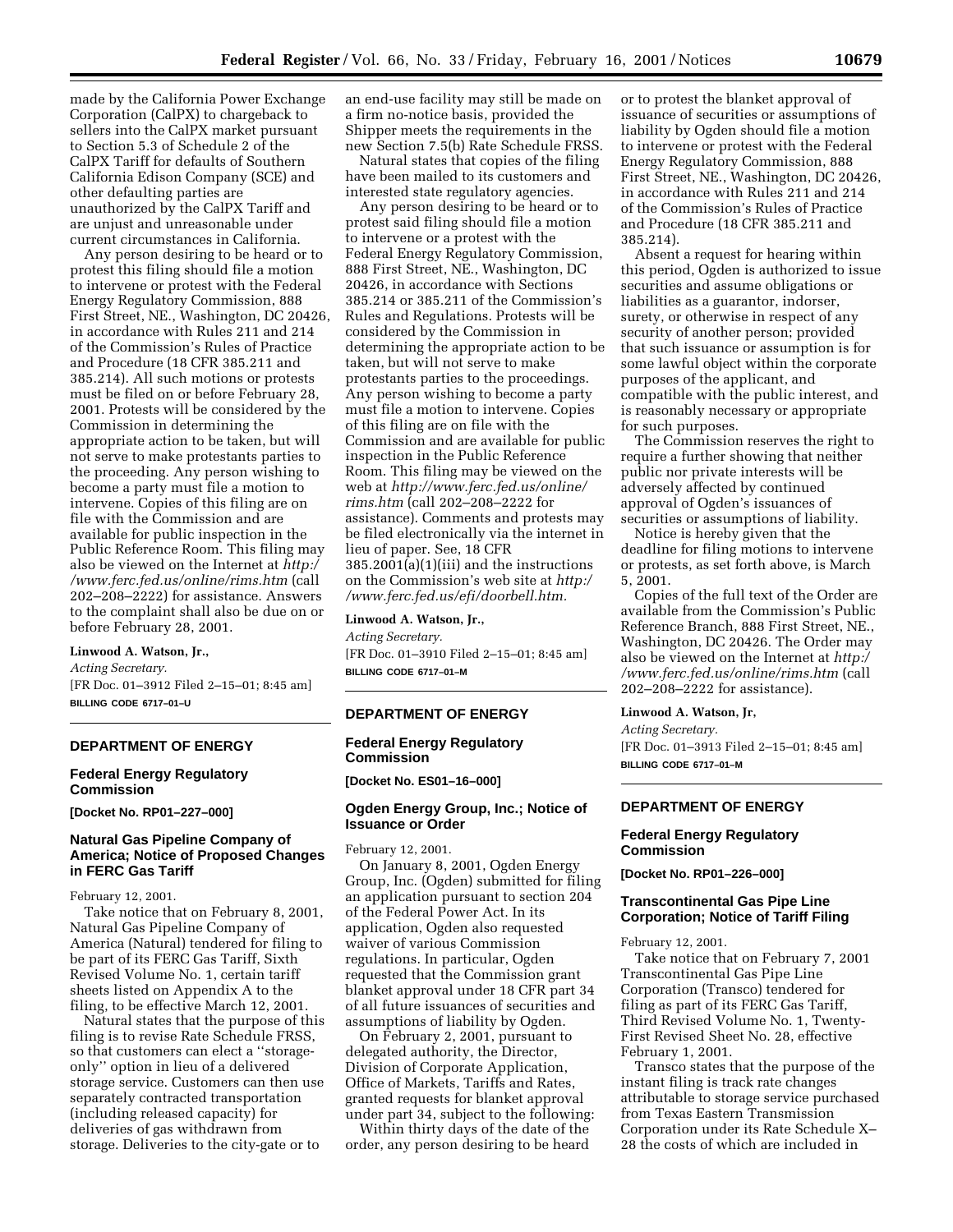made by the California Power Exchange Corporation (CalPX) to chargeback to sellers into the CalPX market pursuant to Section 5.3 of Schedule 2 of the CalPX Tariff for defaults of Southern California Edison Company (SCE) and other defaulting parties are unauthorized by the CalPX Tariff and are unjust and unreasonable under current circumstances in California.

Any person desiring to be heard or to protest this filing should file a motion to intervene or protest with the Federal Energy Regulatory Commission, 888 First Street, NE., Washington, DC 20426, in accordance with Rules 211 and 214 of the Commission's Rules of Practice and Procedure (18 CFR 385.211 and 385.214). All such motions or protests must be filed on or before February 28, 2001. Protests will be considered by the Commission in determining the appropriate action to be taken, but will not serve to make protestants parties to the proceeding. Any person wishing to become a party must file a motion to intervene. Copies of this filing are on file with the Commission and are available for public inspection in the Public Reference Room. This filing may also be viewed on the Internet at *http://www.ferc.fed.us/online/rims.htm* (call 202–208–2222) for assistance. Answers to the complaint shall also be due on or before February 28, 2001.

**Linwood A. Watson, Jr.,**

*Acting Secretary.*

[FR Doc. 01–3912 Filed 2–15–01; 8:45 am]

**BILLING CODE 6717–01–U**

## DEPARTMENT OF ENERGY

### Federal Energy Regulatory Commission

**[Docket No. RP01–227–000]**

### Natural Gas Pipeline Company of America; Notice of Proposed Changes in FERC Gas Tariff

February 12, 2001.

Take notice that on February 8, 2001, Natural Gas Pipeline Company of America (Natural) tendered for filing to be part of its FERC Gas Tariff, Sixth Revised Volume No. 1, certain tariff sheets listed on Appendix A to the filing, to be effective March 12, 2001.

Natural states that the purpose of this filing is to revise Rate Schedule FRSS, so that customers can elect a ''storage-only'' option in lieu of a delivered storage service. Customers can then use separately contracted transportation (including released capacity) for deliveries of gas withdrawn from storage. Deliveries to the city-gate or to an end-use facility may still be made on a firm no-notice basis, provided the Shipper meets the requirements in the new Section 7.5(b) Rate Schedule FRSS.

Natural states that copies of the filing have been mailed to its customers and interested state regulatory agencies.

Any person desiring to be heard or to protest said filing should file a motion to intervene or a protest with the Federal Energy Regulatory Commission, 888 First Street, NE., Washington, DC 20426, in accordance with Sections 385.214 or 385.211 of the Commission's Rules and Regulations. Protests will be considered by the Commission in determining the appropriate action to be taken, but will not serve to make protestants parties to the proceedings. Any person wishing to become a party must file a motion to intervene. Copies of this filing are on file with the Commission and are available for public inspection in the Public Reference Room. This filing may be viewed on the web at *http://www.ferc.fed.us/online/rims.htm* (call 202–208–2222 for assistance). Comments and protests may be filed electronically via the internet in lieu of paper. See, 18 CFR 385.2001(a)(1)(iii) and the instructions on the Commission's web site at *http://www.ferc.fed.us/efi/doorbell.htm.*

**Linwood A. Watson, Jr.,**

*Acting Secretary.*

[FR Doc. 01–3910 Filed 2–15–01; 8:45 am]

**BILLING CODE 6717–01–M**

## DEPARTMENT OF ENERGY

### Federal Energy Regulatory Commission

**[Docket No. ES01–16–000]**

### Ogden Energy Group, Inc.; Notice of Issuance or Order

February 12, 2001.

On January 8, 2001, Ogden Energy Group, Inc. (Ogden) submitted for filing an application pursuant to section 204 of the Federal Power Act. In its application, Ogden also requested waiver of various Commission regulations. In particular, Ogden requested that the Commission grant blanket approval under 18 CFR part 34 of all future issuances of securities and assumptions of liability by Ogden.

On February 2, 2001, pursuant to delegated authority, the Director, Division of Corporate Application, Office of Markets, Tariffs and Rates, granted requests for blanket approval under part 34, subject to the following:

Within thirty days of the date of the order, any person desiring to be heard or to protest the blanket approval of issuance of securities or assumptions of liability by Ogden should file a motion to intervene or protest with the Federal Energy Regulatory Commission, 888 First Street, NE., Washington, DC 20426, in accordance with Rules 211 and 214 of the Commission's Rules of Practice and Procedure (18 CFR 385.211 and 385.214).

Absent a request for hearing within this period, Ogden is authorized to issue securities and assume obligations or liabilities as a guarantor, indorser, surety, or otherwise in respect of any security of another person; provided that such issuance or assumption is for some lawful object within the corporate purposes of the applicant, and compatible with the public interest, and is reasonably necessary or appropriate for such purposes.

The Commission reserves the right to require a further showing that neither public nor private interests will be adversely affected by continued approval of Ogden's issuances of securities or assumptions of liability.

Notice is hereby given that the deadline for filing motions to intervene or protests, as set forth above, is March 5, 2001.

Copies of the full text of the Order are available from the Commission's Public Reference Branch, 888 First Street, NE., Washington, DC 20426. The Order may also be viewed on the Internet at *http://www.ferc.fed.us/online/rims.htm* (call 202–208–2222 for assistance).

**Linwood A. Watson, Jr,**

*Acting Secretary.*

[FR Doc. 01–3913 Filed 2–15–01; 8:45 am]

**BILLING CODE 6717–01–M**

## DEPARTMENT OF ENERGY

### Federal Energy Regulatory Commission

**[Docket No. RP01–226–000]**

### Transcontinental Gas Pipe Line Corporation; Notice of Tariff Filing

February 12, 2001.

Take notice that on February 7, 2001 Transcontinental Gas Pipe Line Corporation (Transco) tendered for filing as part of its FERC Gas Tariff, Third Revised Volume No. 1, Twenty-First Revised Sheet No. 28, effective February 1, 2001.

Transco states that the purpose of the instant filing is track rate changes attributable to storage service purchased from Texas Eastern Transmission Corporation under its Rate Schedule X–28 the costs of which are included in